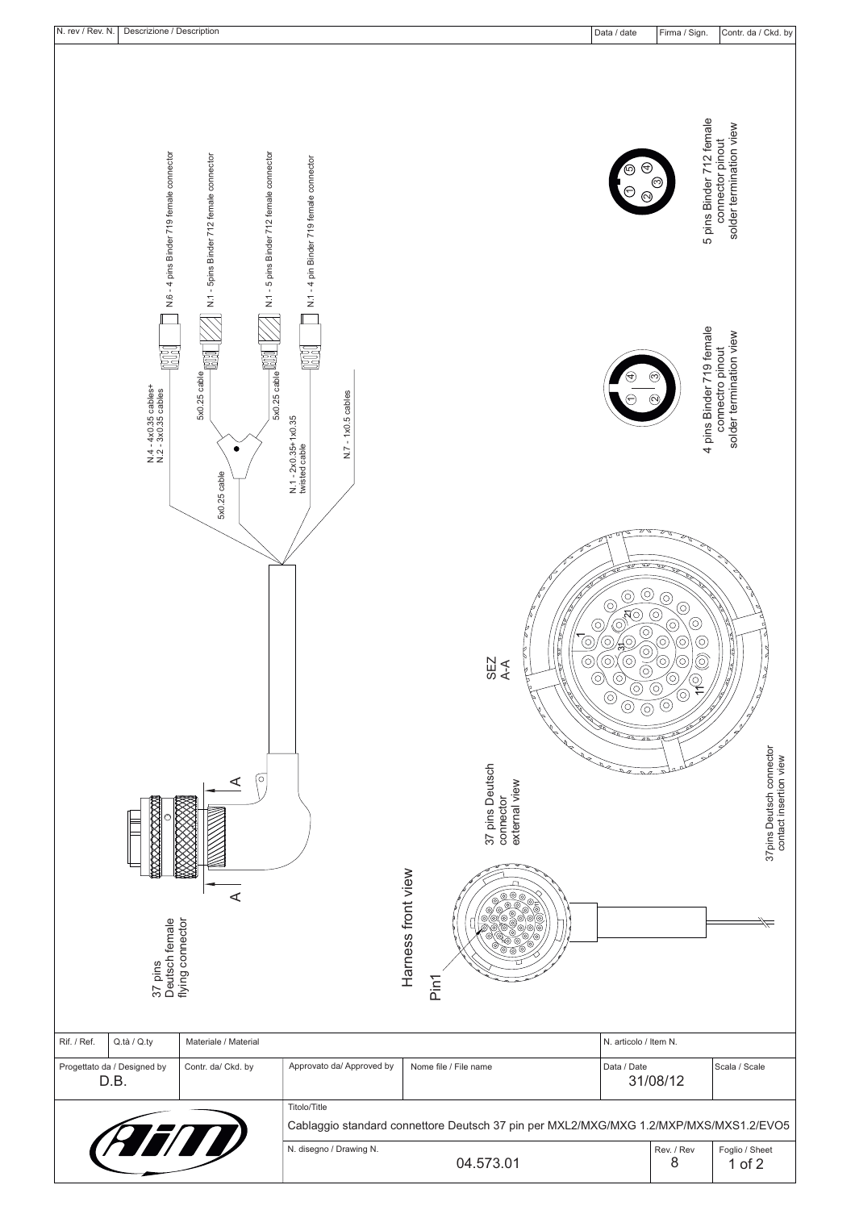| N. rev / Rev. N. | Descrizione / Description | Data / date | Firma / Sign. | Contr. da / Ckd. by |
|---|---|---|---|---|

N.6 - 4 pins Binder 719 female connector

N.1 - 5pins Binder 712 female connector

N.1 - 5 pins Binder 712 female connector

N.1 - 4 pin Binder 719 female connector

N.4 - 4x0.35 cables+
N.2 - 3x0.35 cables

5x0.25 cable

5x0.25 cable

5x0.25 cable

N.1 - 2x0.35+1x0.35
twisted cable

N.7 - 1x0.5 cables

5 pins Binder 712 female
connector pinout
solder termination view

4 pins Binder 719 female
connectro pinout
solder termination view

SEZ
A-A

37pins Deutsch connector
contact insertion view

37 pins Deutsch
connector
external view

Harness front view

Pin1

37 pins
Deutsch female
flying connector

| Rif. / Ref. | Q.tà / Q.ty | Materiale / Material | | | N. articolo / Item N. | | |
|---|---|---|---|---|---|---|---|
| Progettato da / Designed by D.B. | | Contr. da/ Ckd. by | Approvato da/ Approved by | Nome file / File name | Data / Date 31/08/12 | | Scala / Scale |
| | | | Titolo/Title Cablaggio standard connettore Deutsch 37 pin per MXL2/MXG/MXG 1.2/MXP/MXS/MXS1.2/EVO5 | | | | |
| | | | N. disegno / Drawing N. | 04.573.01 | | Rev. / Rev 8 | Foglio / Sheet 1 of 2 |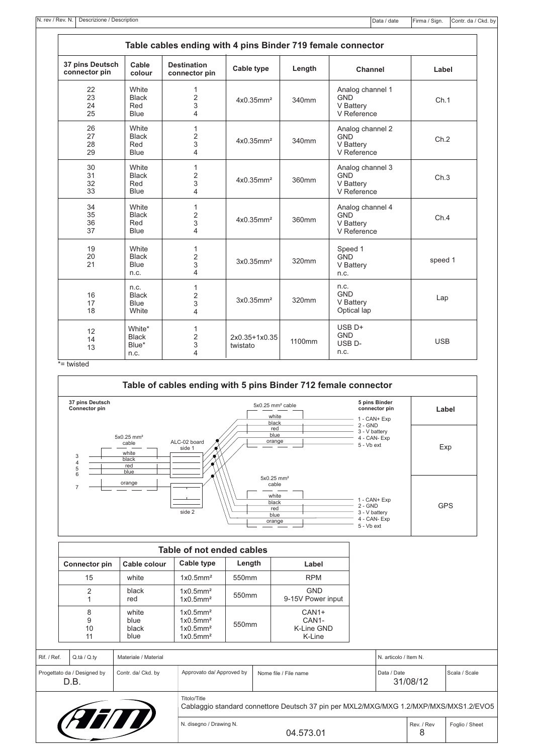| N. rev / Rev. N. | Descrizione / Description | Data / date | Firma / Sign. | Contr. da / Ckd. by |
|---|---|---|---|---|

## Table cables ending with 4 pins Binder 719 female connector

| 37 pins Deutsch connector pin | Cable colour | Destination connector pin | Cable type | Length | Channel | Label |
|---|---|---|---|---|---|---|
| 22<br>23<br>24<br>25 | White<br>Black<br>Red<br>Blue | 1<br>2<br>3<br>4 | 4x0.35mm² | 340mm | Analog channel 1<br>GND<br>V Battery<br>V Reference | Ch.1 |
| 26<br>27<br>28<br>29 | White<br>Black<br>Red<br>Blue | 1<br>2<br>3<br>4 | 4x0.35mm² | 340mm | Analog channel 2<br>GND<br>V Battery<br>V Reference | Ch.2 |
| 30<br>31<br>32<br>33 | White<br>Black<br>Red<br>Blue | 1<br>2<br>3<br>4 | 4x0.35mm² | 360mm | Analog channel 3<br>GND<br>V Battery<br>V Reference | Ch.3 |
| 34<br>35<br>36<br>37 | White<br>Black<br>Red<br>Blue | 1<br>2<br>3<br>4 | 4x0.35mm² | 360mm | Analog channel 4<br>GND<br>V Battery<br>V Reference | Ch.4 |
| 19<br>20<br>21 | White<br>Black<br>Blue<br>n.c. | 1<br>2<br>3<br>4 | 3x0.35mm² | 320mm | Speed 1<br>GND<br>V Battery<br>n.c. | speed 1 |
| 16<br>17<br>18 | n.c.<br>Black<br>Blue<br>White | 1<br>2<br>3<br>4 | 3x0.35mm² | 320mm | n.c.<br>GND<br>V Battery<br>Optical lap | Lap |
| 12<br>14<br>13 | White*<br>Black<br>Blue*<br>n.c. | 1<br>2<br>3<br>4 | 2x0.35+1x0.35 twistato | 1100mm | USB D+<br>GND<br>USB D-<br>n.c. | USB |

*= twisted

## Table of cables ending with 5 pins Binder 712 female connector

37 pins Deutsch Connector pin

3
4
5
6
7

5x0.25 mm² cable

white
black
red
blue
orange

ALC-02 board
side 1
side 2

5x0.25 mm² cable

white
black
red
blue
orange

5x0.25 mm² cable

white
black
red
blue
orange

5 pins Binder connector pin

1 - CAN+ Exp
2 - GND
3 - V battery
4 - CAN- Exp
5 - Vb ext

Label

Exp

1 - CAN+ Exp
2 - GND
3 - V battery
4 - CAN- Exp
5 - Vb ext

GPS

## Table of not ended cables

| Connector pin | Cable colour | Cable type | Length | Label |
|---|---|---|---|---|
| 15 | white | 1x0.5mm² | 550mm | RPM |
| 2<br>1 | black<br>red | 1x0.5mm²<br>1x0.5mm² | 550mm | GND<br>9-15V Power input |
| 8<br>9<br>10<br>11 | white<br>blue<br>black<br>blue | 1x0.5mm²<br>1x0.5mm²<br>1x0.5mm²<br>1x0.5mm² | 550mm | CAN1+<br>CAN1-<br>K-Line GND<br>K-Line |

| Rif. / Ref. | Q.tà / Q.ty | Materiale / Material | | | N. articolo / Item N. | |
|---|---|---|---|---|---|---|
| Progettato da / Designed by: D.B. | Contr. da/ Ckd. by | Approvato da/ Approved by | Nome file / File name | | Data / Date: 31/08/12 | Scala / Scale |

AiM

Titolo/Title: Cablaggio standard connettore Deutsch 37 pin per MXL2/MXG/MXG 1.2/MXP/MXS/MXS1.2/EVO5

N. disegno / Drawing N.: 04.573.01

Rev. / Rev: 8

Foglio / Sheet